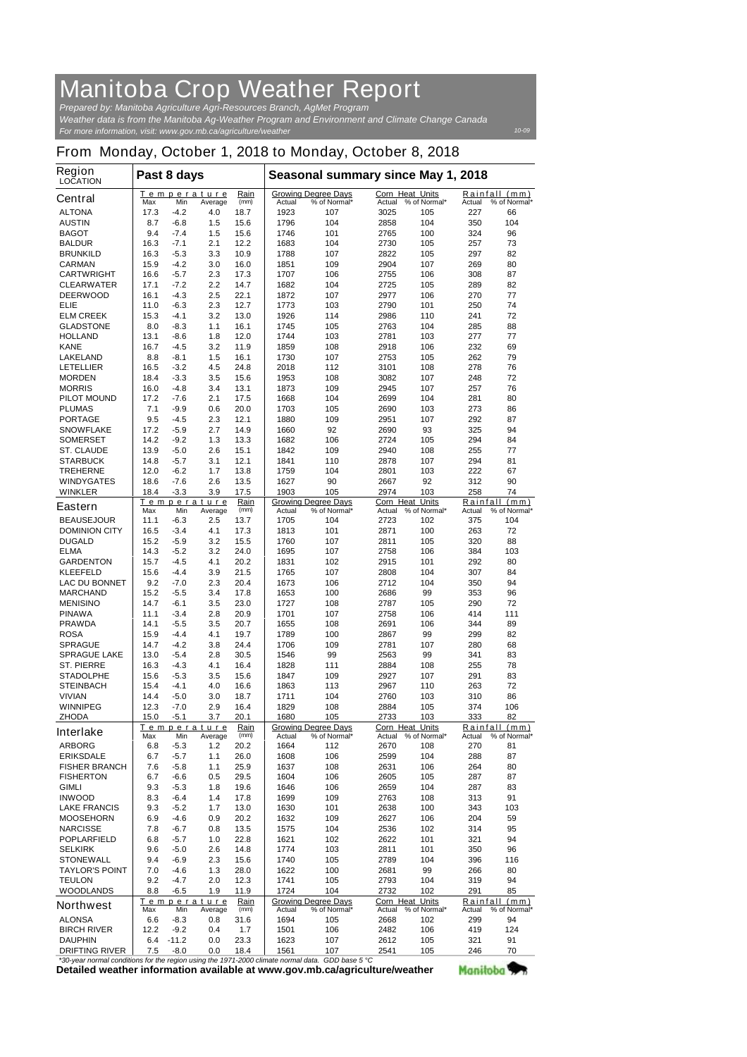# Manitoba Crop Weather Report

*Prepared by: Manitoba Agriculture Agri-Resources Branch, AgMet Program*
*Weather data is from the Manitoba Ag-Weather Program and Environment and Climate Change Canada*
*For more information, visit: www.gov.mb.ca/agriculture/weather*

10-09

## From Monday, October 1, 2018 to Monday, October 8, 2018

| Region LOCATION | Past 8 days | | | | Seasonal summary since May 1, 2018 | | | | | |
|---|---|---|---|---|---|---|---|---|---|---|
| | Temperature | | | Rain | Growing Degree Days | | Corn Heat Units | | Rainfall (mm) | |
| **Central** | Max | Min | Average | (mm) | Actual | % of Normal* | Actual | % of Normal* | Actual | % of Normal* |
| ALTONA | 17.3 | -4.2 | 4.0 | 18.7 | 1923 | 107 | 3025 | 105 | 227 | 66 |
| AUSTIN | 8.7 | -6.8 | 1.5 | 15.6 | 1796 | 104 | 2858 | 104 | 350 | 104 |
| BAGOT | 9.4 | -7.4 | 1.5 | 15.6 | 1746 | 101 | 2765 | 100 | 324 | 96 |
| BALDUR | 16.3 | -7.1 | 2.1 | 12.2 | 1683 | 104 | 2730 | 105 | 257 | 73 |
| BRUNKILD | 16.3 | -5.3 | 3.3 | 10.9 | 1788 | 107 | 2822 | 105 | 297 | 82 |
| CARMAN | 15.9 | -4.2 | 3.0 | 16.0 | 1851 | 109 | 2904 | 107 | 269 | 80 |
| CARTWRIGHT | 16.6 | -5.7 | 2.3 | 17.3 | 1707 | 106 | 2755 | 106 | 308 | 87 |
| CLEARWATER | 17.1 | -7.2 | 2.2 | 14.7 | 1682 | 104 | 2725 | 105 | 289 | 82 |
| DEERWOOD | 16.1 | -4.3 | 2.5 | 22.1 | 1872 | 107 | 2977 | 106 | 270 | 77 |
| ELIE | 11.0 | -6.3 | 2.3 | 12.7 | 1773 | 103 | 2790 | 101 | 250 | 74 |
| ELM CREEK | 15.3 | -4.1 | 3.2 | 13.0 | 1926 | 114 | 2986 | 110 | 241 | 72 |
| GLADSTONE | 8.0 | -8.3 | 1.1 | 16.1 | 1745 | 105 | 2763 | 104 | 285 | 88 |
| HOLLAND | 13.1 | -8.6 | 1.8 | 12.0 | 1744 | 103 | 2781 | 103 | 277 | 77 |
| KANE | 16.7 | -4.5 | 3.2 | 11.9 | 1859 | 108 | 2918 | 106 | 232 | 69 |
| LAKELAND | 8.8 | -8.1 | 1.5 | 16.1 | 1730 | 107 | 2753 | 105 | 262 | 79 |
| LETELLIER | 16.5 | -3.2 | 4.5 | 24.8 | 2018 | 112 | 3101 | 108 | 278 | 76 |
| MORDEN | 18.4 | -3.3 | 3.5 | 15.6 | 1953 | 108 | 3082 | 107 | 248 | 72 |
| MORRIS | 16.0 | -4.8 | 3.4 | 13.1 | 1873 | 109 | 2945 | 107 | 257 | 76 |
| PILOT MOUND | 17.2 | -7.6 | 2.1 | 17.5 | 1668 | 104 | 2699 | 104 | 281 | 80 |
| PLUMAS | 7.1 | -9.9 | 0.6 | 20.0 | 1703 | 105 | 2690 | 103 | 273 | 86 |
| PORTAGE | 9.5 | -4.5 | 2.3 | 12.1 | 1880 | 109 | 2951 | 107 | 292 | 87 |
| SNOWFLAKE | 17.2 | -5.9 | 2.7 | 14.9 | 1660 | 92 | 2690 | 93 | 325 | 94 |
| SOMERSET | 14.2 | -9.2 | 1.3 | 13.3 | 1682 | 106 | 2724 | 105 | 294 | 84 |
| ST. CLAUDE | 13.9 | -5.0 | 2.6 | 15.1 | 1842 | 109 | 2940 | 108 | 255 | 77 |
| STARBUCK | 14.8 | -5.7 | 3.1 | 12.1 | 1841 | 110 | 2878 | 107 | 294 | 81 |
| TREHERNE | 12.0 | -6.2 | 1.7 | 13.8 | 1759 | 104 | 2801 | 103 | 222 | 67 |
| WINDYGATES | 18.6 | -7.6 | 2.6 | 13.5 | 1627 | 90 | 2667 | 92 | 312 | 90 |
| WINKLER | 18.4 | -3.3 | 3.9 | 17.5 | 1903 | 105 | 2974 | 103 | 258 | 74 |
| **Eastern** | Max | Min | Average | (mm) | Actual | % of Normal* | Actual | % of Normal* | Actual | % of Normal* |
| BEAUSEJOUR | 11.1 | -6.3 | 2.5 | 13.7 | 1705 | 104 | 2723 | 102 | 375 | 104 |
| DOMINION CITY | 16.5 | -3.4 | 4.1 | 17.3 | 1813 | 101 | 2871 | 100 | 263 | 72 |
| DUGALD | 15.2 | -5.9 | 3.2 | 15.5 | 1760 | 107 | 2811 | 105 | 320 | 88 |
| ELMA | 14.3 | -5.2 | 3.2 | 24.0 | 1695 | 107 | 2758 | 106 | 384 | 103 |
| GARDENTON | 15.7 | -4.5 | 4.1 | 20.2 | 1831 | 102 | 2915 | 101 | 292 | 80 |
| KLEEFELD | 15.6 | -4.4 | 3.9 | 21.5 | 1765 | 107 | 2808 | 104 | 307 | 84 |
| LAC DU BONNET | 9.2 | -7.0 | 2.3 | 20.4 | 1673 | 106 | 2712 | 104 | 350 | 94 |
| MARCHAND | 15.2 | -5.5 | 3.4 | 17.8 | 1653 | 100 | 2686 | 99 | 353 | 96 |
| MENISINO | 14.7 | -6.1 | 3.5 | 23.0 | 1727 | 108 | 2787 | 105 | 290 | 72 |
| PINAWA | 11.1 | -3.4 | 2.8 | 20.9 | 1701 | 107 | 2758 | 106 | 414 | 111 |
| PRAWDA | 14.1 | -5.5 | 3.5 | 20.7 | 1655 | 108 | 2691 | 106 | 344 | 89 |
| ROSA | 15.9 | -4.4 | 4.1 | 19.7 | 1789 | 100 | 2867 | 99 | 299 | 82 |
| SPRAGUE | 14.7 | -4.2 | 3.8 | 24.4 | 1706 | 109 | 2781 | 107 | 280 | 68 |
| SPRAGUE LAKE | 13.0 | -5.4 | 2.8 | 30.5 | 1546 | 99 | 2563 | 99 | 341 | 83 |
| ST. PIERRE | 16.3 | -4.3 | 4.1 | 16.4 | 1828 | 111 | 2884 | 108 | 255 | 78 |
| STADOLPHE | 15.6 | -5.3 | 3.5 | 15.6 | 1847 | 109 | 2927 | 107 | 291 | 83 |
| STEINBACH | 15.4 | -4.1 | 4.0 | 16.6 | 1863 | 113 | 2967 | 110 | 263 | 72 |
| VIVIAN | 14.4 | -5.0 | 3.0 | 18.7 | 1711 | 104 | 2760 | 103 | 310 | 86 |
| WINNIPEG | 12.3 | -7.0 | 2.9 | 16.4 | 1829 | 108 | 2884 | 105 | 374 | 106 |
| ZHODA | 15.0 | -5.1 | 3.7 | 20.1 | 1680 | 105 | 2733 | 103 | 333 | 82 |
| **Interlake** | Max | Min | Average | (mm) | Actual | % of Normal* | Actual | % of Normal* | Actual | % of Normal* |
| ARBORG | 6.8 | -5.3 | 1.2 | 20.2 | 1664 | 112 | 2670 | 108 | 270 | 81 |
| ERIKSDALE | 6.7 | -5.7 | 1.1 | 26.0 | 1608 | 106 | 2599 | 104 | 288 | 87 |
| FISHER BRANCH | 7.6 | -5.8 | 1.1 | 25.9 | 1637 | 108 | 2631 | 106 | 264 | 80 |
| FISHERTON | 6.7 | -6.6 | 0.5 | 29.5 | 1604 | 106 | 2605 | 105 | 287 | 87 |
| GIMLI | 9.3 | -5.3 | 1.8 | 19.6 | 1646 | 106 | 2659 | 104 | 287 | 83 |
| INWOOD | 8.3 | -6.4 | 1.4 | 17.8 | 1699 | 109 | 2763 | 108 | 313 | 91 |
| LAKE FRANCIS | 9.3 | -5.2 | 1.7 | 13.0 | 1630 | 101 | 2638 | 100 | 343 | 103 |
| MOOSEHORN | 6.9 | -4.6 | 0.9 | 20.2 | 1632 | 109 | 2627 | 106 | 204 | 59 |
| NARCISSE | 7.8 | -6.7 | 0.8 | 13.5 | 1575 | 104 | 2536 | 102 | 314 | 95 |
| POPLARFIELD | 6.8 | -5.7 | 1.0 | 22.8 | 1621 | 102 | 2622 | 101 | 321 | 94 |
| SELKIRK | 9.6 | -5.0 | 2.6 | 14.8 | 1774 | 103 | 2811 | 101 | 350 | 96 |
| STONEWALL | 9.4 | -6.9 | 2.3 | 15.6 | 1740 | 105 | 2789 | 104 | 396 | 116 |
| TAYLOR'S POINT | 7.0 | -4.6 | 1.3 | 28.0 | 1622 | 100 | 2681 | 99 | 266 | 80 |
| TEULON | 9.2 | -4.7 | 2.0 | 12.3 | 1741 | 105 | 2793 | 104 | 319 | 94 |
| WOODLANDS | 8.8 | -6.5 | 1.9 | 11.9 | 1724 | 104 | 2732 | 102 | 291 | 85 |
| **Northwest** | Max | Min | Average | (mm) | Actual | % of Normal* | Actual | % of Normal* | Actual | % of Normal* |
| ALONSA | 6.6 | -8.3 | 0.8 | 31.6 | 1694 | 105 | 2668 | 102 | 299 | 94 |
| BIRCH RIVER | 12.2 | -9.2 | 0.4 | 1.7 | 1501 | 106 | 2482 | 106 | 419 | 124 |
| DAUPHIN | 6.4 | -11.2 | 0.0 | 23.3 | 1623 | 107 | 2612 | 105 | 321 | 91 |
| DRIFTING RIVER | 7.5 | -8.0 | 0.0 | 18.4 | 1561 | 107 | 2541 | 105 | 246 | 70 |

*\*30-year normal conditions for the region using the 1971-2000 climate normal data. GDD base 5 °C*

**Detailed weather information available at www.gov.mb.ca/agriculture/weather**

Manitoba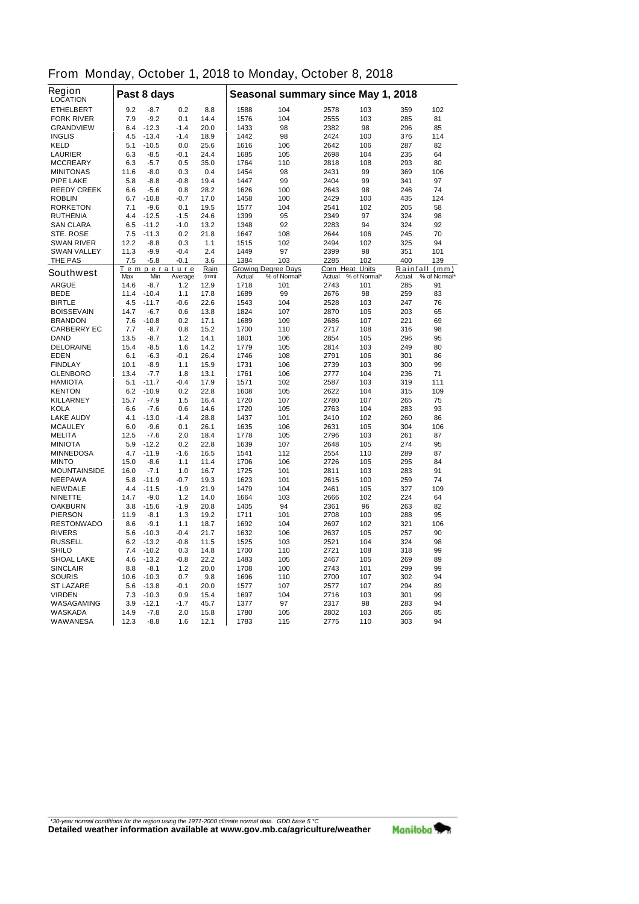# From Monday, October 1, 2018 to Monday, October 8, 2018

| Region LOCATION | Past 8 days | | | | Seasonal summary since May 1, 2018 | | | | | |
|---|---|---|---|---|---|---|---|---|---|---|
| ETHELBERT | 9.2 | -8.7 | 0.2 | 8.8 | 1588 | 104 | 2578 | 103 | 359 | 102 |
| FORK RIVER | 7.9 | -9.2 | 0.1 | 14.4 | 1576 | 104 | 2555 | 103 | 285 | 81 |
| GRANDVIEW | 6.4 | -12.3 | -1.4 | 20.0 | 1433 | 98 | 2382 | 98 | 296 | 85 |
| INGLIS | 4.5 | -13.4 | -1.4 | 18.9 | 1442 | 98 | 2424 | 100 | 376 | 114 |
| KELD | 5.1 | -10.5 | 0.0 | 25.6 | 1616 | 106 | 2642 | 106 | 287 | 82 |
| LAURIER | 6.3 | -8.5 | -0.1 | 24.4 | 1685 | 105 | 2698 | 104 | 235 | 64 |
| MCCREARY | 6.3 | -5.7 | 0.5 | 35.0 | 1764 | 110 | 2818 | 108 | 293 | 80 |
| MINITONAS | 11.6 | -8.0 | 0.3 | 0.4 | 1454 | 98 | 2431 | 99 | 369 | 106 |
| PIPE LAKE | 5.8 | -8.8 | -0.8 | 19.4 | 1447 | 99 | 2404 | 99 | 341 | 97 |
| REEDY CREEK | 6.6 | -5.6 | 0.8 | 28.2 | 1626 | 100 | 2643 | 98 | 246 | 74 |
| ROBLIN | 6.7 | -10.8 | -0.7 | 17.0 | 1458 | 100 | 2429 | 100 | 435 | 124 |
| RORKETON | 7.1 | -9.6 | 0.1 | 19.5 | 1577 | 104 | 2541 | 102 | 205 | 58 |
| RUTHENIA | 4.4 | -12.5 | -1.5 | 24.6 | 1399 | 95 | 2349 | 97 | 324 | 98 |
| SAN CLARA | 6.5 | -11.2 | -1.0 | 13.2 | 1348 | 92 | 2283 | 94 | 324 | 92 |
| STE. ROSE | 7.5 | -11.3 | 0.2 | 21.8 | 1647 | 108 | 2644 | 106 | 245 | 70 |
| SWAN RIVER | 12.2 | -8.8 | 0.3 | 1.1 | 1515 | 102 | 2494 | 102 | 325 | 94 |
| SWAN VALLEY | 11.3 | -9.9 | -0.4 | 2.4 | 1449 | 97 | 2399 | 98 | 351 | 101 |
| THE PAS | 7.5 | -5.8 | -0.1 | 3.6 | 1384 | 103 | 2285 | 102 | 400 | 139 |
| **Southwest** | Temperature | | | Rain | Growing Degree Days | | Corn Heat Units | | Rainfall (mm) | |
| | Max | Min | Average | (mm) | Actual | % of Normal* | Actual | % of Normal* | Actual | % of Normal* |
| ARGUE | 14.6 | -8.7 | 1.2 | 12.9 | 1718 | 101 | 2743 | 101 | 285 | 91 |
| BEDE | 11.4 | -10.4 | 1.1 | 17.8 | 1689 | 99 | 2676 | 98 | 259 | 83 |
| BIRTLE | 4.5 | -11.7 | -0.6 | 22.6 | 1543 | 104 | 2528 | 103 | 247 | 76 |
| BOISSEVAIN | 14.7 | -6.7 | 0.6 | 13.8 | 1824 | 107 | 2870 | 105 | 203 | 65 |
| BRANDON | 7.6 | -10.8 | 0.2 | 17.1 | 1689 | 109 | 2686 | 107 | 221 | 69 |
| CARBERRY EC | 7.7 | -8.7 | 0.8 | 15.2 | 1700 | 110 | 2717 | 108 | 316 | 98 |
| DAND | 13.5 | -8.7 | 1.2 | 14.1 | 1801 | 106 | 2854 | 105 | 296 | 95 |
| DELORAINE | 15.4 | -8.5 | 1.6 | 14.2 | 1779 | 105 | 2814 | 103 | 249 | 80 |
| EDEN | 6.1 | -6.3 | -0.1 | 26.4 | 1746 | 108 | 2791 | 106 | 301 | 86 |
| FINDLAY | 10.1 | -8.9 | 1.1 | 15.9 | 1731 | 106 | 2739 | 103 | 300 | 99 |
| GLENBORO | 13.4 | -7.7 | 1.8 | 13.1 | 1761 | 106 | 2777 | 104 | 236 | 71 |
| HAMIOTA | 5.1 | -11.7 | -0.4 | 17.9 | 1571 | 102 | 2587 | 103 | 319 | 111 |
| KENTON | 6.2 | -10.9 | 0.2 | 22.8 | 1608 | 105 | 2622 | 104 | 315 | 109 |
| KILLARNEY | 15.7 | -7.9 | 1.5 | 16.4 | 1720 | 107 | 2780 | 107 | 265 | 75 |
| KOLA | 6.6 | -7.6 | 0.6 | 14.6 | 1720 | 105 | 2763 | 104 | 283 | 93 |
| LAKE AUDY | 4.1 | -13.0 | -1.4 | 28.8 | 1437 | 101 | 2410 | 102 | 260 | 86 |
| MCAULEY | 6.0 | -9.6 | 0.1 | 26.1 | 1635 | 106 | 2631 | 105 | 304 | 106 |
| MELITA | 12.5 | -7.6 | 2.0 | 18.4 | 1778 | 105 | 2796 | 103 | 261 | 87 |
| MINIOTA | 5.9 | -12.2 | 0.2 | 22.8 | 1639 | 107 | 2648 | 105 | 274 | 95 |
| MINNEDOSA | 4.7 | -11.9 | -1.6 | 16.5 | 1541 | 112 | 2554 | 110 | 289 | 87 |
| MINTO | 15.0 | -8.6 | 1.1 | 11.4 | 1706 | 106 | 2726 | 105 | 295 | 84 |
| MOUNTAINSIDE | 16.0 | -7.1 | 1.0 | 16.7 | 1725 | 101 | 2811 | 103 | 283 | 91 |
| NEEPAWA | 5.8 | -11.9 | -0.7 | 19.3 | 1623 | 101 | 2615 | 100 | 259 | 74 |
| NEWDALE | 4.4 | -11.5 | -1.9 | 21.9 | 1479 | 104 | 2461 | 105 | 327 | 109 |
| NINETTE | 14.7 | -9.0 | 1.2 | 14.0 | 1664 | 103 | 2666 | 102 | 224 | 64 |
| OAKBURN | 3.8 | -15.6 | -1.9 | 20.8 | 1405 | 94 | 2361 | 96 | 263 | 82 |
| PIERSON | 11.9 | -8.1 | 1.3 | 19.2 | 1711 | 101 | 2708 | 100 | 288 | 95 |
| RESTONWADO | 8.6 | -9.1 | 1.1 | 18.7 | 1692 | 104 | 2697 | 102 | 321 | 106 |
| RIVERS | 5.6 | -10.3 | -0.4 | 21.7 | 1632 | 106 | 2637 | 105 | 257 | 90 |
| RUSSELL | 6.2 | -13.2 | -0.8 | 11.5 | 1525 | 103 | 2521 | 104 | 324 | 98 |
| SHILO | 7.4 | -10.2 | 0.3 | 14.8 | 1700 | 110 | 2721 | 108 | 318 | 99 |
| SHOAL LAKE | 4.6 | -13.2 | -0.8 | 22.2 | 1483 | 105 | 2467 | 105 | 269 | 89 |
| SINCLAIR | 8.8 | -8.1 | 1.2 | 20.0 | 1708 | 100 | 2743 | 101 | 299 | 99 |
| SOURIS | 10.6 | -10.3 | 0.7 | 9.8 | 1696 | 110 | 2700 | 107 | 302 | 94 |
| ST LAZARE | 5.6 | -13.8 | -0.1 | 20.0 | 1577 | 107 | 2577 | 107 | 294 | 89 |
| VIRDEN | 7.3 | -10.3 | 0.9 | 15.4 | 1697 | 104 | 2716 | 103 | 301 | 99 |
| WASAGAMING | 3.9 | -12.1 | -1.7 | 45.7 | 1377 | 97 | 2317 | 98 | 283 | 94 |
| WASKADA | 14.9 | -7.8 | 2.0 | 15.8 | 1780 | 105 | 2802 | 103 | 266 | 85 |
| WAWANESA | 12.3 | -8.8 | 1.6 | 12.1 | 1783 | 115 | 2775 | 110 | 303 | 94 |

*30-year normal conditions for the region using the 1971-2000 climate normal data. GDD base 5 °C

**Detailed weather information available at www.gov.mb.ca/agriculture/weather**

Manitoba